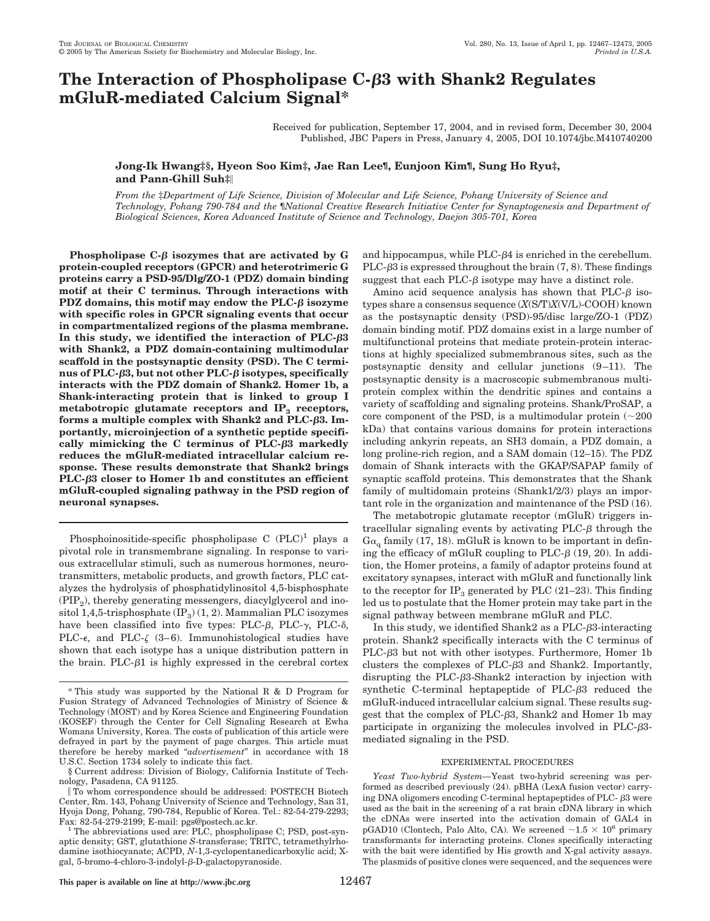# The Interaction of Phospholipase C-β3 with Shank2 Regulates mGluR-mediated Calcium Signal*

Received for publication, September 17, 2004, and in revised form, December 30, 2004
Published, JBC Papers in Press, January 4, 2005, DOI 10.1074/jbc.M410740200

**Jong-Ik Hwang‡§, Hyeon Soo Kim‡, Jae Ran Lee¶, Eunjoon Kim¶, Sung Ho Ryu‡, and Pann-Ghill Suh‡‖**

*From the ‡Department of Life Science, Division of Molecular and Life Science, Pohang University of Science and Technology, Pohang 790-784 and the ¶National Creative Research Initiative Center for Synaptogenesis and Department of Biological Sciences, Korea Advanced Institute of Science and Technology, Daejon 305-701, Korea*

**Phospholipase C-β isozymes that are activated by G protein-coupled receptors (GPCR) and heterotrimeric G proteins carry a PSD-95/Dlg/ZO-1 (PDZ) domain binding motif at their C terminus. Through interactions with PDZ domains, this motif may endow the PLC-β isozyme with specific roles in GPCR signaling events that occur in compartmentalized regions of the plasma membrane. In this study, we identified the interaction of PLC-β3 with Shank2, a PDZ domain-containing multimodular scaffold in the postsynaptic density (PSD). The C terminus of PLC-β3, but not other PLC-β isotypes, specifically interacts with the PDZ domain of Shank2. Homer 1b, a Shank-interacting protein that is linked to group I metabotropic glutamate receptors and $IP_3$ receptors, forms a multiple complex with Shank2 and PLC-β3. Importantly, microinjection of a synthetic peptide specifically mimicking the C terminus of PLC-β3 markedly reduces the mGluR-mediated intracellular calcium response. These results demonstrate that Shank2 brings PLC-β3 closer to Homer 1b and constitutes an efficient mGluR-coupled signaling pathway in the PSD region of neuronal synapses.**

Phosphoinositide-specific phospholipase C (PLC)[1] plays a pivotal role in transmembrane signaling. In response to various extracellular stimuli, such as numerous hormones, neurotransmitters, metabolic products, and growth factors, PLC catalyzes the hydrolysis of phosphatidylinositol 4,5-bisphosphate ($PIP_2$), thereby generating messengers, diacylglycerol and inositol 1,4,5-trisphosphate ($IP_3$) (1, 2). Mammalian PLC isozymes have been classified into five types: PLC-β, PLC-γ, PLC-δ, PLC-ε, and PLC-ζ (3–6). Immunohistological studies have shown that each isotype has a unique distribution pattern in the brain. PLC-β1 is highly expressed in the cerebral cortex and hippocampus, while PLC-β4 is enriched in the cerebellum. PLC-β3 is expressed throughout the brain (7, 8). These findings suggest that each PLC-β isotype may have a distinct role.

Amino acid sequence analysis has shown that PLC-β isotypes share a consensus sequence (*X*(S/T)*X*(V/L)-COOH) known as the postsynaptic density (PSD)-95/disc large/ZO-1 (PDZ) domain binding motif. PDZ domains exist in a large number of multifunctional proteins that mediate protein-protein interactions at highly specialized submembranous sites, such as the postsynaptic density and cellular junctions (9–11). The postsynaptic density is a macroscopic submembranous multiprotein complex within the dendritic spines and contains a variety of scaffolding and signaling proteins. Shank/ProSAP, a core component of the PSD, is a multimodular protein (~200 kDa) that contains various domains for protein interactions including ankyrin repeats, an SH3 domain, a PDZ domain, a long proline-rich region, and a SAM domain (12–15). The PDZ domain of Shank interacts with the GKAP/SAPAP family of synaptic scaffold proteins. This demonstrates that the Shank family of multidomain proteins (Shank1/2/3) plays an important role in the organization and maintenance of the PSD (16).

The metabotropic glutamate receptor (mGluR) triggers intracellular signaling events by activating PLC-β through the $G\alpha_q$ family (17, 18). mGluR is known to be important in defining the efficacy of mGluR coupling to PLC-β (19, 20). In addition, the Homer proteins, a family of adaptor proteins found at excitatory synapses, interact with mGluR and functionally link to the receptor for $IP_3$ generated by PLC (21–23). This finding led us to postulate that the Homer protein may take part in the signal pathway between membrane mGluR and PLC.

In this study, we identified Shank2 as a PLC-β3-interacting protein. Shank2 specifically interacts with the C terminus of PLC-β3 but not with other isotypes. Furthermore, Homer 1b clusters the complexes of PLC-β3 and Shank2. Importantly, disrupting the PLC-β3-Shank2 interaction by injection with synthetic C-terminal heptapeptide of PLC-β3 reduced the mGluR-induced intracellular calcium signal. These results suggest that the complex of PLC-β3, Shank2 and Homer 1b may participate in organizing the molecules involved in PLC-β3-mediated signaling in the PSD.

## EXPERIMENTAL PROCEDURES

*Yeast Two-hybrid System*—Yeast two-hybrid screening was performed as described previously (24). pBHA (LexA fusion vector) carrying DNA oligomers encoding C-terminal heptapeptides of PLC- β3 were used as the bait in the screening of a rat brain cDNA library in which the cDNAs were inserted into the activation domain of GAL4 in pGAD10 (Clontech, Palo Alto, CA). We screened ~$1.5 \times 10^6$ primary transformants for interacting proteins. Clones specifically interacting with the bait were identified by His growth and X-gal activity assays. The plasmids of positive clones were sequenced, and the sequences were

---

* This study was supported by the National R & D Program for Fusion Strategy of Advanced Technologies of Ministry of Science & Technology (MOST) and by Korea Science and Engineering Foundation (KOSEF) through the Center for Cell Signaling Research at Ewha Womans University, Korea. The costs of publication of this article were defrayed in part by the payment of page charges. This article must therefore be hereby marked "*advertisement*" in accordance with 18 U.S.C. Section 1734 solely to indicate this fact.

§ Current address: Division of Biology, California Institute of Technology, Pasadena, CA 91125.

‖ To whom correspondence should be addressed: POSTECH Biotech Center, Rm. 143, Pohang University of Science and Technology, San 31, Hyoja Dong, Pohang, 790-784, Republic of Korea. Tel.: 82-54-279-2293; Fax: 82-54-279-2199; E-mail: pgs@postech.ac.kr.

[1] The abbreviations used are: PLC, phospholipase C; PSD, post-synaptic density; GST, glutathione *S*-transferase; TRITC, tetramethylrhodamine isothiocyanate; ACPD, *N*-1,3-cyclopentanedicarboxylic acid; X-gal, 5-bromo-4-chloro-3-indolyl-β-D-galactopyranoside.

This paper is available on line at http://www.jbc.org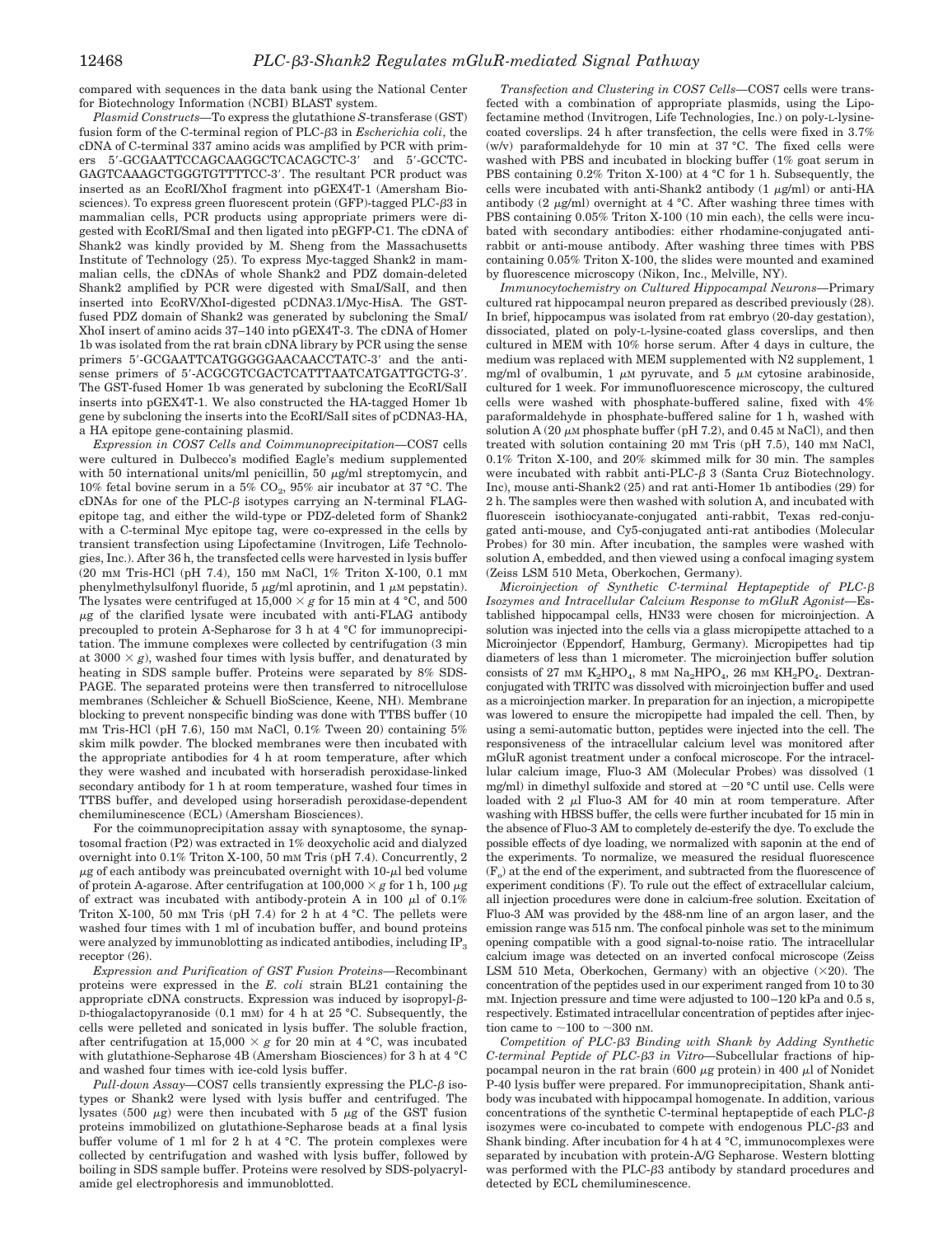compared with sequences in the data bank using the National Center for Biotechnology Information (NCBI) BLAST system.

*Plasmid Constructs*—To express the glutathione *S*-transferase (GST) fusion form of the C-terminal region of PLC-β3 in *Escherichia coli*, the cDNA of C-terminal 337 amino acids was amplified by PCR with primers 5′-GCGAATTCCAGCAAGGCTCACAGCTC-3′ and 5′-GCCTCGAGTCAAAGCTGGGTGTTTTCC-3′. The resultant PCR product was inserted as an EcoRI/XhoI fragment into pGEX4T-1 (Amersham Biosciences). To express green fluorescent protein (GFP)-tagged PLC-β3 in mammalian cells, PCR products using appropriate primers were digested with EcoRI/SmaI and then ligated into pEGFP-C1. The cDNA of Shank2 was kindly provided by M. Sheng from the Massachusetts Institute of Technology (25). To express Myc-tagged Shank2 in mammalian cells, the cDNAs of whole Shank2 and PDZ domain-deleted Shank2 amplified by PCR were digested with SmaI/SalI, and then inserted into EcoRV/XhoI-digested pCDNA3.1/Myc-HisA. The GST-fused PDZ domain of Shank2 was generated by subcloning the SmaI/XhoI insert of amino acids 37–140 into pGEX4T-3. The cDNA of Homer 1b was isolated from the rat brain cDNA library by PCR using the sense primers 5′-GCGAATTCATGGGGGAACAACCTATC-3′ and the antisense primers of 5′-ACGCGTCGACTCATTTAATCATGATTGCTG-3′. The GST-fused Homer 1b was generated by subcloning the EcoRI/SalI inserts into pGEX4T-1. We also constructed the HA-tagged Homer 1b gene by subcloning the inserts into the EcoRI/SalI sites of pCDNA3-HA, a HA epitope gene-containing plasmid.

*Expression in COS7 Cells and Coimmunoprecipitation*—COS7 cells were cultured in Dulbecco's modified Eagle's medium supplemented with 50 international units/ml penicillin, 50 μg/ml streptomycin, and 10% fetal bovine serum in a 5% $CO_2$, 95% air incubator at 37 °C. The cDNAs for one of the PLC-β isotypes carrying an N-terminal FLAG-epitope tag, and either the wild-type or PDZ-deleted form of Shank2 with a C-terminal Myc epitope tag, were co-expressed in the cells by transient transfection using Lipofectamine (Invitrogen, Life Technologies, Inc.). After 36 h, the transfected cells were harvested in lysis buffer (20 mM Tris-HCl (pH 7.4), 150 mM NaCl, 1% Triton X-100, 0.1 mM phenylmethylsulfonyl fluoride, 5 μg/ml aprotinin, and 1 μM pepstatin). The lysates were centrifuged at 15,000 × *g* for 15 min at 4 °C, and 500 μg of the clarified lysate were incubated with anti-FLAG antibody precoupled to protein A-Sepharose for 3 h at 4 °C for immunoprecipitation. The immune complexes were collected by centrifugation (3 min at 3000 × *g*), washed four times with lysis buffer, and denatured by heating in SDS sample buffer. Proteins were separated by 8% SDS-PAGE. The separated proteins were then transferred to nitrocellulose membranes (Schleicher & Schuell BioScience, Keene, NH). Membrane blocking to prevent nonspecific binding was done with TTBS buffer (10 mM Tris-HCl (pH 7.6), 150 mM NaCl, 0.1% Tween 20) containing 5% skim milk powder. The blocked membranes were then incubated with the appropriate antibodies for 4 h at room temperature, after which they were washed and incubated with horseradish peroxidase-linked secondary antibody for 1 h at room temperature, washed four times in TTBS buffer, and developed using horseradish peroxidase-dependent chemiluminescence (ECL) (Amersham Biosciences).

For the coimmunoprecipitation assay with synaptosome, the synaptosomal fraction (P2) was extracted in 1% deoxycholic acid and dialyzed overnight into 0.1% Triton X-100, 50 mM Tris (pH 7.4). Concurrently, 2 μg of each antibody was preincubated overnight with 10-μl bed volume of protein A-agarose. After centrifugation at 100,000 × *g* for 1 h, 100 μg of extract was incubated with antibody-protein A in 100 μl of 0.1% Triton X-100, 50 mM Tris (pH 7.4) for 2 h at 4 °C. The pellets were washed four times with 1 ml of incubation buffer, and bound proteins were analyzed by immunoblotting as indicated antibodies, including $IP_3$ receptor (26).

*Expression and Purification of GST Fusion Proteins*—Recombinant proteins were expressed in the *E. coli* strain BL21 containing the appropriate cDNA constructs. Expression was induced by isopropyl-β-D-thiogalactopyranoside (0.1 mM) for 4 h at 25 °C. Subsequently, the cells were pelleted and sonicated in lysis buffer. The soluble fraction, after centrifugation at 15,000 × *g* for 20 min at 4 °C, was incubated with glutathione-Sepharose 4B (Amersham Biosciences) for 3 h at 4 °C and washed four times with ice-cold lysis buffer.

*Pull-down Assay*—COS7 cells transiently expressing the PLC-β isotypes or Shank2 were lysed with lysis buffer and centrifuged. The lysates (500 μg) were then incubated with 5 μg of the GST fusion proteins immobilized on glutathione-Sepharose beads at a final lysis buffer volume of 1 ml for 2 h at 4 °C. The protein complexes were collected by centrifugation and washed with lysis buffer, followed by boiling in SDS sample buffer. Proteins were resolved by SDS-polyacrylamide gel electrophoresis and immunoblotted.

*Transfection and Clustering in COS7 Cells*—COS7 cells were transfected with a combination of appropriate plasmids, using the Lipofectamine method (Invitrogen, Life Technologies, Inc.) on poly-L-lysine-coated coverslips. 24 h after transfection, the cells were fixed in 3.7% (w/v) paraformaldehyde for 10 min at 37 °C. The fixed cells were washed with PBS and incubated in blocking buffer (1% goat serum in PBS containing 0.2% Triton X-100) at 4 °C for 1 h. Subsequently, the cells were incubated with anti-Shank2 antibody (1 μg/ml) or anti-HA antibody (2 μg/ml) overnight at 4 °C. After washing three times with PBS containing 0.05% Triton X-100 (10 min each), the cells were incubated with secondary antibodies: either rhodamine-conjugated anti-rabbit or anti-mouse antibody. After washing three times with PBS containing 0.05% Triton X-100, the slides were mounted and examined by fluorescence microscopy (Nikon, Inc., Melville, NY).

*Immunocytochemistry on Cultured Hippocampal Neurons*—Primary cultured rat hippocampal neuron prepared as described previously (28). In brief, hippocampus was isolated from rat embryo (20-day gestation), dissociated, plated on poly-L-lysine-coated glass coverslips, and then cultured in MEM with 10% horse serum. After 4 days in culture, the medium was replaced with MEM supplemented with N2 supplement, 1 mg/ml of ovalbumin, 1 μM pyruvate, and 5 μM cytosine arabinoside, cultured for 1 week. For immunofluorescence microscopy, the cultured cells were washed with phosphate-buffered saline, fixed with 4% paraformaldehyde in phosphate-buffered saline for 1 h, washed with solution A (20 μM phosphate buffer (pH 7.2), and 0.45 M NaCl), and then treated with solution containing 20 mM Tris (pH 7.5), 140 mM NaCl, 0.1% Triton X-100, and 20% skimmed milk for 30 min. The samples were incubated with rabbit anti-PLC-β 3 (Santa Cruz Biotechnology. Inc), mouse anti-Shank2 (25) and rat anti-Homer 1b antibodies (29) for 2 h. The samples were then washed with solution A, and incubated with fluorescein isothiocyanate-conjugated anti-rabbit, Texas red-conjugated anti-mouse, and Cy5-conjugated anti-rat antibodies (Molecular Probes) for 30 min. After incubation, the samples were washed with solution A, embedded, and then viewed using a confocal imaging system (Zeiss LSM 510 Meta, Oberkochen, Germany).

*Microinjection of Synthetic C-terminal Heptapeptide of PLC-β Isozymes and Intracellular Calcium Response to mGluR Agonist*—Established hippocampal cells, HN33 were chosen for microinjection. A solution was injected into the cells via a glass micropipette attached to a Microinjector (Eppendorf, Hamburg, Germany). Micropipettes had tip diameters of less than 1 micrometer. The microinjection buffer solution consists of 27 mM $K_2HPO_4$, 8 mM $Na_2HPO_4$, 26 mM $KH_2PO_4$. Dextran-conjugated with TRITC was dissolved with microinjection buffer and used as a microinjection marker. In preparation for an injection, a micropipette was lowered to ensure the micropipette had impaled the cell. Then, by using a semi-automatic button, peptides were injected into the cell. The responsiveness of the intracellular calcium level was monitored after mGluR agonist treatment under a confocal microscope. For the intracellular calcium image, Fluo-3 AM (Molecular Probes) was dissolved (1 mg/ml) in dimethyl sulfoxide and stored at −20 °C until use. Cells were loaded with 2 μl Fluo-3 AM for 40 min at room temperature. After washing with HBSS buffer, the cells were further incubated for 15 min in the absence of Fluo-3 AM to completely de-esterify the dye. To exclude the possible effects of dye loading, we normalized with saponin at the end of the experiments. To normalize, we measured the residual fluorescence ($F_o$) at the end of the experiment, and subtracted from the fluorescence of experiment conditions (F). To rule out the effect of extracellular calcium, all injection procedures were done in calcium-free solution. Excitation of Fluo-3 AM was provided by the 488-nm line of an argon laser, and the emission range was 515 nm. The confocal pinhole was set to the minimum opening compatible with a good signal-to-noise ratio. The intracellular calcium image was detected on an inverted confocal microscope (Zeiss LSM 510 Meta, Oberkochen, Germany) with an objective (×20). The concentration of the peptides used in our experiment ranged from 10 to 30 mM. Injection pressure and time were adjusted to 100–120 kPa and 0.5 s, respectively. Estimated intracellular concentration of peptides after injection came to ~100 to ~300 nM.

*Competition of PLC-β3 Binding with Shank by Adding Synthetic C-terminal Peptide of PLC-β3 in Vitro*—Subcellular fractions of hippocampal neuron in the rat brain (600 μg protein) in 400 μl of Nonidet P-40 lysis buffer were prepared. For immunoprecipitation, Shank antibody was incubated with hippocampal homogenate. In addition, various concentrations of the synthetic C-terminal heptapeptide of each PLC-β isozymes were co-incubated to compete with endogenous PLC-β3 and Shank binding. After incubation for 4 h at 4 °C, immunocomplexes were separated by incubation with protein-A/G Sepharose. Western blotting was performed with the PLC-β3 antibody by standard procedures and detected by ECL chemiluminescence.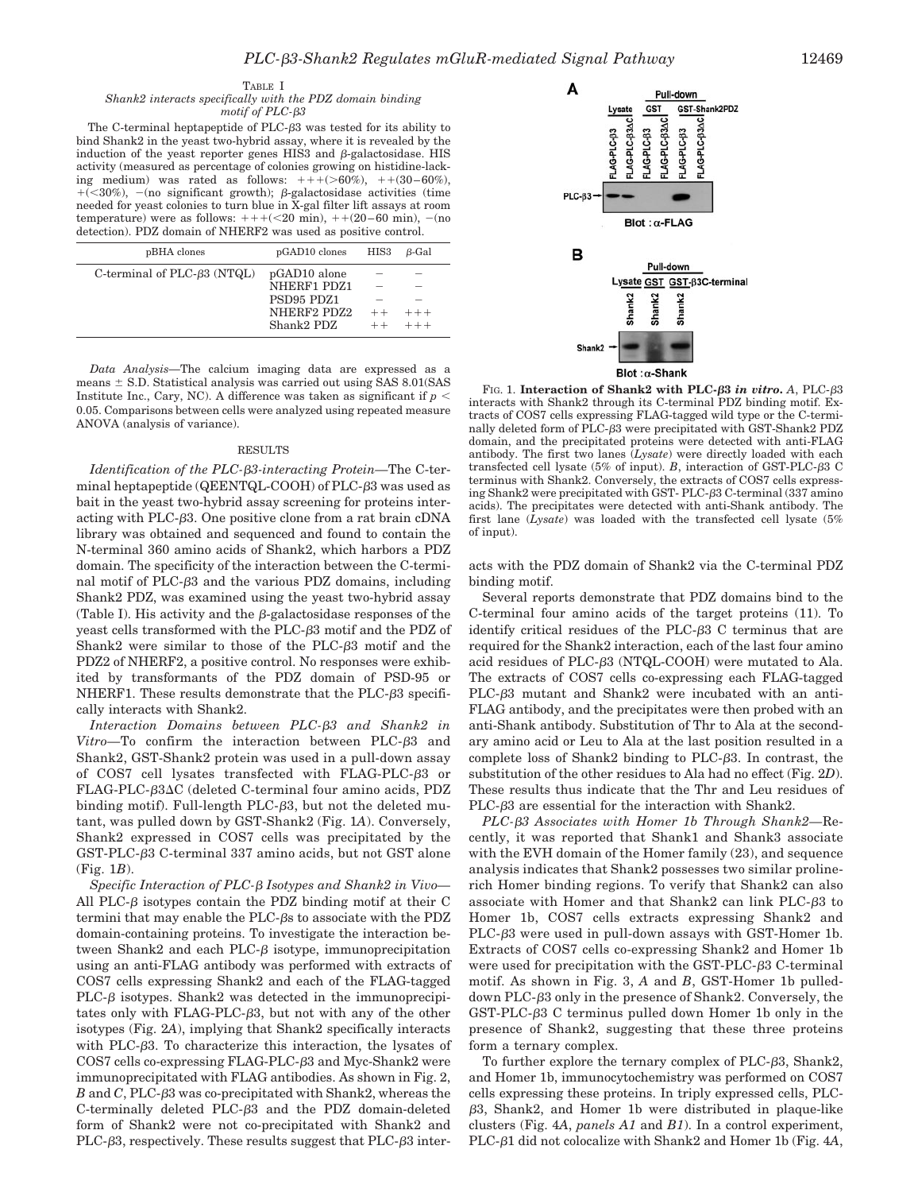TABLE I

*Shank2 interacts specifically with the PDZ domain binding motif of PLC-β3*

The C-terminal heptapeptide of PLC-β3 was tested for its ability to bind Shank2 in the yeast two-hybrid assay, where it is revealed by the induction of the yeast reporter genes HIS3 and β-galactosidase. HIS activity (measured as percentage of colonies growing on histidine-lacking medium) was rated as follows: +++(>60%), ++(30–60%), +(<30%), −(no significant growth); β-galactosidase activities (time needed for yeast colonies to turn blue in X-gal filter lift assays at room temperature) were as follows: +++(<20 min), ++(20–60 min), −(no detection). PDZ domain of NHERF2 was used as positive control.

| pBHA clones | pGAD10 clones | HIS3 | β-Gal |
|---|---|---|---|
| C-terminal of PLC-β3 (NTQL) | pGAD10 alone | − | − |
| | NHERF1 PDZ1 | − | − |
| | PSD95 PDZ1 | − | − |
| | NHERF2 PDZ2 | ++ | +++ |
| | Shank2 PDZ | ++ | +++ |

*Data Analysis*—The calcium imaging data are expressed as a means ± S.D. Statistical analysis was carried out using SAS 8.01(SAS Institute Inc., Cary, NC). A difference was taken as significant if $p < 0.05$. Comparisons between cells were analyzed using repeated measure ANOVA (analysis of variance).

## RESULTS

*Identification of the PLC-β3-interacting Protein*—The C-terminal heptapeptide (QEENTQL-COOH) of PLC-β3 was used as bait in the yeast two-hybrid assay screening for proteins interacting with PLC-β3. One positive clone from a rat brain cDNA library was obtained and sequenced and found to contain the N-terminal 360 amino acids of Shank2, which harbors a PDZ domain. The specificity of the interaction between the C-terminal motif of PLC-β3 and the various PDZ domains, including Shank2 PDZ, was examined using the yeast two-hybrid assay (Table I). His activity and the β-galactosidase responses of the yeast cells transformed with the PLC-β3 motif and the PDZ of Shank2 were similar to those of the PLC-β3 motif and the PDZ2 of NHERF2, a positive control. No responses were exhibited by transformants of the PDZ domain of PSD-95 or NHERF1. These results demonstrate that the PLC-β3 specifically interacts with Shank2.

*Interaction Domains between PLC-β3 and Shank2 in Vitro*—To confirm the interaction between PLC-β3 and Shank2, GST-Shank2 protein was used in a pull-down assay of COS7 cell lysates transfected with FLAG-PLC-β3 or FLAG-PLC-β3ΔC (deleted C-terminal four amino acids, PDZ binding motif). Full-length PLC-β3, but not the deleted mutant, was pulled down by GST-Shank2 (Fig. 1*A*). Conversely, Shank2 expressed in COS7 cells was precipitated by the GST-PLC-β3 C-terminal 337 amino acids, but not GST alone (Fig. 1*B*).

*Specific Interaction of PLC-β Isotypes and Shank2 in Vivo*—All PLC-β isotypes contain the PDZ binding motif at their C termini that may enable the PLC-βs to associate with the PDZ domain-containing proteins. To investigate the interaction between Shank2 and each PLC-β isotype, immunoprecipitation using an anti-FLAG antibody was performed with extracts of COS7 cells expressing Shank2 and each of the FLAG-tagged PLC-β isotypes. Shank2 was detected in the immunoprecipitates only with FLAG-PLC-β3, but not with any of the other isotypes (Fig. 2*A*), implying that Shank2 specifically interacts with PLC-β3. To characterize this interaction, the lysates of COS7 cells co-expressing FLAG-PLC-β3 and Myc-Shank2 were immunoprecipitated with FLAG antibodies. As shown in Fig. 2, *B* and *C*, PLC-β3 was co-precipitated with Shank2, whereas the C-terminally deleted PLC-β3 and the PDZ domain-deleted form of Shank2 were not co-precipitated with Shank2 and PLC-β3, respectively. These results suggest that PLC-β3 interacts with the PDZ domain of Shank2 via the C-terminal PDZ binding motif.

FIG. 1. **Interaction of Shank2 with PLC-β3 *in vitro*.** *A*, PLC-β3 interacts with Shank2 through its C-terminal PDZ binding motif. Extracts of COS7 cells expressing FLAG-tagged wild type or the C-terminally deleted form of PLC-β3 were precipitated with GST-Shank2 PDZ domain, and the precipitated proteins were detected with anti-FLAG antibody. The first two lanes (*Lysate*) were directly loaded with each transfected cell lysate (5% of input). *B*, interaction of GST-PLC-β3 C terminus with Shank2. Conversely, the extracts of COS7 cells expressing Shank2 were precipitated with GST- PLC-β3 C-terminal (337 amino acids). The precipitates were detected with anti-Shank antibody. The first lane (*Lysate*) was loaded with the transfected cell lysate (5% of input).

Several reports demonstrate that PDZ domains bind to the C-terminal four amino acids of the target proteins (11). To identify critical residues of the PLC-β3 C terminus that are required for the Shank2 interaction, each of the last four amino acid residues of PLC-β3 (NTQL-COOH) were mutated to Ala. The extracts of COS7 cells co-expressing each FLAG-tagged PLC-β3 mutant and Shank2 were incubated with an anti-FLAG antibody, and the precipitates were then probed with an anti-Shank antibody. Substitution of Thr to Ala at the secondary amino acid or Leu to Ala at the last position resulted in a complete loss of Shank2 binding to PLC-β3. In contrast, the substitution of the other residues to Ala had no effect (Fig. 2*D*). These results thus indicate that the Thr and Leu residues of PLC-β3 are essential for the interaction with Shank2.

*PLC-β3 Associates with Homer 1b Through Shank2*—Recently, it was reported that Shank1 and Shank3 associate with the EVH domain of the Homer family (23), and sequence analysis indicates that Shank2 possesses two similar proline-rich Homer binding regions. To verify that Shank2 can also associate with Homer and that Shank2 can link PLC-β3 to Homer 1b, COS7 cells extracts expressing Shank2 and PLC-β3 were used in pull-down assays with GST-Homer 1b. Extracts of COS7 cells co-expressing Shank2 and Homer 1b were used for precipitation with the GST-PLC-β3 C-terminal motif. As shown in Fig. 3, *A* and *B*, GST-Homer 1b pulled-down PLC-β3 only in the presence of Shank2. Conversely, the GST-PLC-β3 C terminus pulled down Homer 1b only in the presence of Shank2, suggesting that these three proteins form a ternary complex.

To further explore the ternary complex of PLC-β3, Shank2, and Homer 1b, immunocytochemistry was performed on COS7 cells expressing these proteins. In triply expressed cells, PLC-β3, Shank2, and Homer 1b were distributed in plaque-like clusters (Fig. 4*A*, *panels A1* and *B1*). In a control experiment, PLC-β1 did not colocalize with Shank2 and Homer 1b (Fig. 4*A*,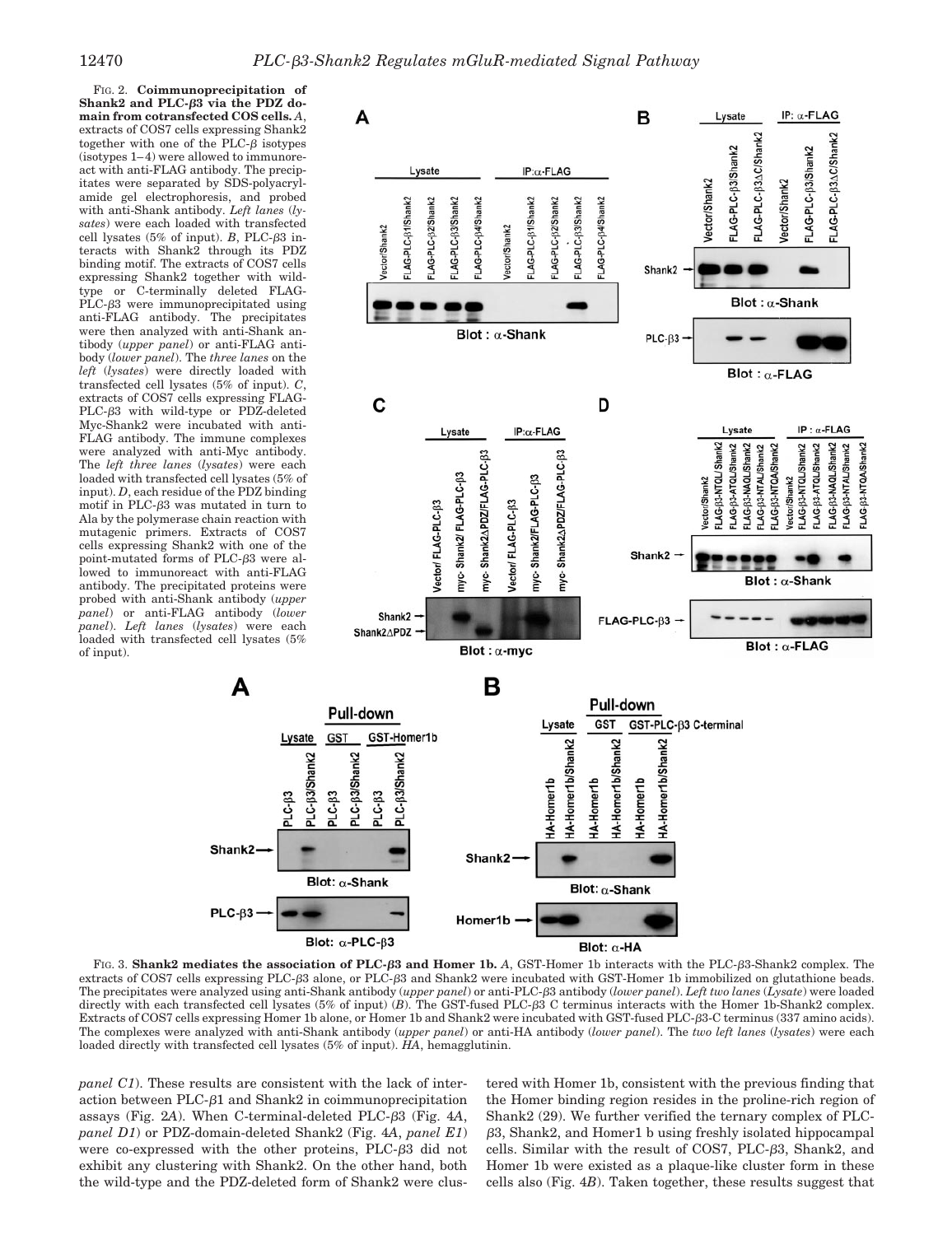FIG. 2. **Coimmunoprecipitation of Shank2 and PLC-β3 via the PDZ domain from cotransfected COS cells.** *A*, extracts of COS7 cells expressing Shank2 together with one of the PLC-β isotypes (isotypes 1–4) were allowed to immunoreact with anti-FLAG antibody. The precipitates were separated by SDS-polyacrylamide gel electrophoresis, and probed with anti-Shank antibody. *Left lanes* (*lysates*) were each loaded with transfected cell lysates (5% of input). *B*, PLC-β3 interacts with Shank2 through its PDZ binding motif. The extracts of COS7 cells expressing Shank2 together with wild-type or C-terminally deleted FLAG-PLC-β3 were immunoprecipitated using anti-FLAG antibody. The precipitates were then analyzed with anti-Shank antibody (*upper panel*) or anti-FLAG antibody (*lower panel*). The *three lanes* on the *left* (*lysates*) were directly loaded with transfected cell lysates (5% of input). *C*, extracts of COS7 cells expressing FLAG-PLC-β3 with wild-type or PDZ-deleted Myc-Shank2 were incubated with anti-FLAG antibody. The immune complexes were analyzed with anti-Myc antibody. The *left three lanes* (*lysates*) were each loaded with transfected cell lysates (5% of input). *D*, each residue of the PDZ binding motif in PLC-β3 was mutated in turn to Ala by the polymerase chain reaction with mutagenic primers. Extracts of COS7 cells expressing Shank2 with one of the point-mutated forms of PLC-β3 were allowed to immunoreact with anti-FLAG antibody. The precipitated proteins were probed with anti-Shank antibody (*upper panel*) or anti-FLAG antibody (*lower panel*). *Left lanes* (*lysates*) were each loaded with transfected cell lysates (5% of input).

FIG. 3. **Shank2 mediates the association of PLC-β3 and Homer 1b.** *A*, GST-Homer 1b interacts with the PLC-β3-Shank2 complex. The extracts of COS7 cells expressing PLC-β3 alone, or PLC-β3 and Shank2 were incubated with GST-Homer 1b immobilized on glutathione beads. The precipitates were analyzed using anti-Shank antibody (*upper panel*) or anti-PLC-β3 antibody (*lower panel*). *Left two lanes* (*Lysate*) were loaded directly with each transfected cell lysates (5% of input) (*B*). The GST-fused PLC-β3 C terminus interacts with the Homer 1b-Shank2 complex. Extracts of COS7 cells expressing Homer 1b alone, or Homer 1b and Shank2 were incubated with GST-fused PLC-β3-C terminus (337 amino acids). The complexes were analyzed with anti-Shank antibody (*upper panel*) or anti-HA antibody (*lower panel*). The *two left lanes* (*lysates*) were each loaded directly with transfected cell lysates (5% of input). *HA*, hemagglutinin.

*panel C1*). These results are consistent with the lack of interaction between PLC-β1 and Shank2 in coimmunoprecipitation assays (Fig. 2*A*). When C-terminal-deleted PLC-β3 (Fig. 4*A*, *panel D1*) or PDZ-domain-deleted Shank2 (Fig. 4*A*, *panel E1*) were co-expressed with the other proteins, PLC-β3 did not exhibit any clustering with Shank2. On the other hand, both the wild-type and the PDZ-deleted form of Shank2 were clustered with Homer 1b, consistent with the previous finding that the Homer binding region resides in the proline-rich region of Shank2 (29). We further verified the ternary complex of PLC-β3, Shank2, and Homer1 b using freshly isolated hippocampal cells. Similar with the result of COS7, PLC-β3, Shank2, and Homer 1b were existed as a plaque-like cluster form in these cells also (Fig. 4*B*). Taken together, these results suggest that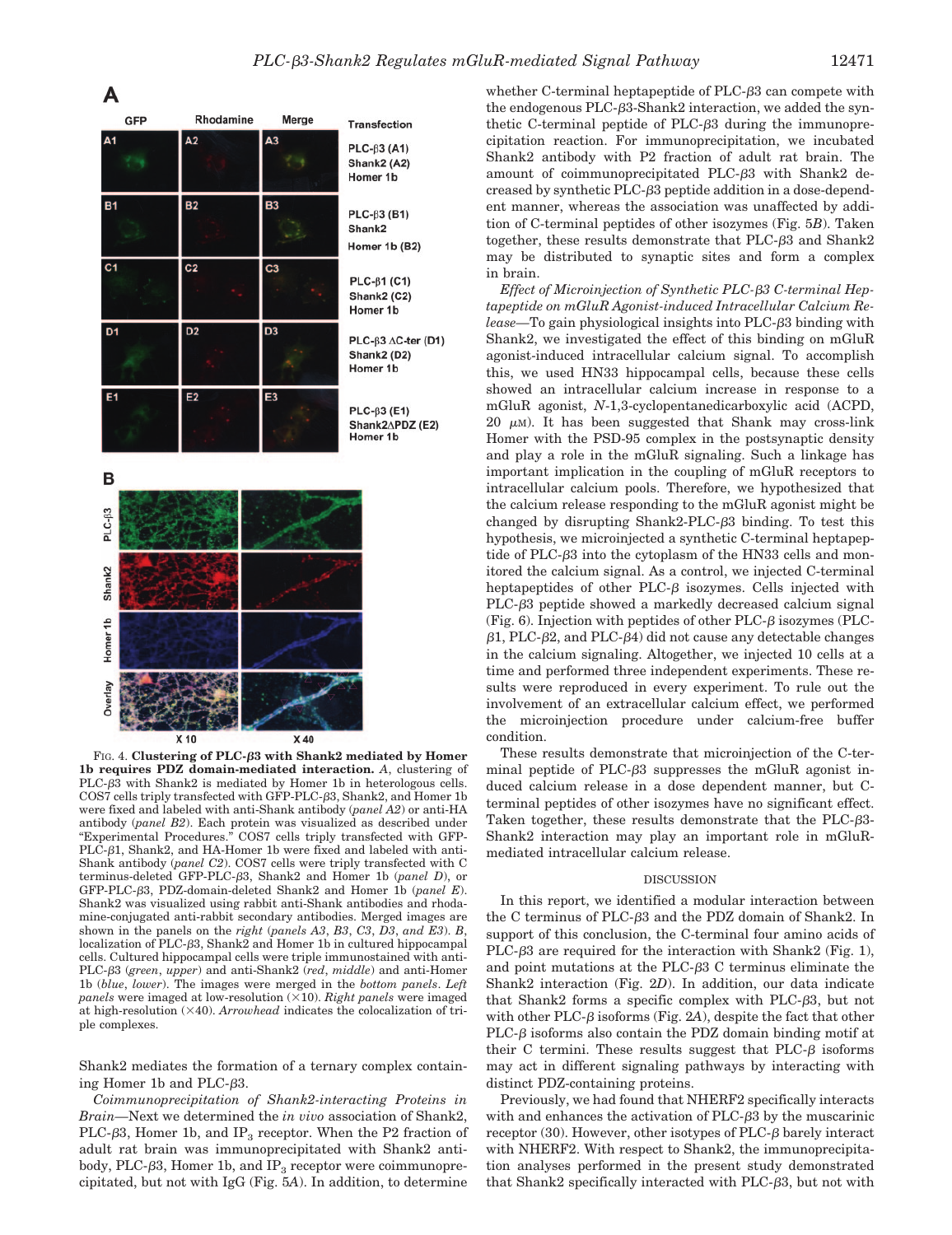FIG. 4. **Clustering of PLC-β3 with Shank2 mediated by Homer 1b requires PDZ domain-mediated interaction.** *A*, clustering of PLC-β3 with Shank2 is mediated by Homer 1b in heterologous cells. COS7 cells triply transfected with GFP-PLC-β3, Shank2, and Homer 1b were fixed and labeled with anti-Shank antibody (*panel A2*) or anti-HA antibody (*panel B2*). Each protein was visualized as described under "Experimental Procedures." COS7 cells triply transfected with GFP-PLC-β1, Shank2, and HA-Homer 1b were fixed and labeled with anti-Shank antibody (*panel C2*). COS7 cells were triply transfected with C terminus-deleted GFP-PLC-β3, Shank2 and Homer 1b (*panel D*), or GFP-PLC-β3, PDZ-domain-deleted Shank2 and Homer 1b (*panel E*). Shank2 was visualized using rabbit anti-Shank antibodies and rhodamine-conjugated anti-rabbit secondary antibodies. Merged images are shown in the panels on the *right* (*panels A3, B3, C3, D3, and E3*). *B*, localization of PLC-β3, Shank2 and Homer 1b in cultured hippocampal cells. Cultured hippocampal cells were triple immunostained with anti-PLC-β3 (*green*, *upper*) and anti-Shank2 (*red*, *middle*) and anti-Homer 1b (*blue*, *lower*). The images were merged in the *bottom panels*. *Left panels* were imaged at low-resolution (×10). *Right panels* were imaged at high-resolution (×40). *Arrowhead* indicates the colocalization of triple complexes.

Shank2 mediates the formation of a ternary complex containing Homer 1b and PLC-β3.

*Coimmunoprecipitation of Shank2-interacting Proteins in Brain*—Next we determined the *in vivo* association of Shank2, PLC-β3, Homer 1b, and $IP_3$ receptor. When the P2 fraction of adult rat brain was immunoprecipitated with Shank2 antibody, PLC-β3, Homer 1b, and $IP_3$ receptor were coimmunoprecipitated, but not with IgG (Fig. 5*A*). In addition, to determine whether C-terminal heptapeptide of PLC-β3 can compete with the endogenous PLC-β3-Shank2 interaction, we added the synthetic C-terminal peptide of PLC-β3 during the immunoprecipitation reaction. For immunoprecipitation, we incubated Shank2 antibody with P2 fraction of adult rat brain. The amount of coimmunoprecipitated PLC-β3 with Shank2 decreased by synthetic PLC-β3 peptide addition in a dose-dependent manner, whereas the association was unaffected by addition of C-terminal peptides of other isozymes (Fig. 5*B*). Taken together, these results demonstrate that PLC-β3 and Shank2 may be distributed to synaptic sites and form a complex in brain.

*Effect of Microinjection of Synthetic PLC-β3 C-terminal Heptapeptide on mGluR Agonist-induced Intracellular Calcium Release*—To gain physiological insights into PLC-β3 binding with Shank2, we investigated the effect of this binding on mGluR agonist-induced intracellular calcium signal. To accomplish this, we used HN33 hippocampal cells, because these cells showed an intracellular calcium increase in response to a mGluR agonist, *N*-1,3-cyclopentanedicarboxylic acid (ACPD, 20 μM). It has been suggested that Shank may cross-link Homer with the PSD-95 complex in the postsynaptic density and play a role in the mGluR signaling. Such a linkage has important implication in the coupling of mGluR receptors to intracellular calcium pools. Therefore, we hypothesized that the calcium release responding to the mGluR agonist might be changed by disrupting Shank2-PLC-β3 binding. To test this hypothesis, we microinjected a synthetic C-terminal heptapeptide of PLC-β3 into the cytoplasm of the HN33 cells and monitored the calcium signal. As a control, we injected C-terminal heptapeptides of other PLC-β isozymes. Cells injected with PLC-β3 peptide showed a markedly decreased calcium signal (Fig. 6). Injection with peptides of other PLC-β isozymes (PLC-β1, PLC-β2, and PLC-β4) did not cause any detectable changes in the calcium signaling. Altogether, we injected 10 cells at a time and performed three independent experiments. These results were reproduced in every experiment. To rule out the involvement of an extracellular calcium effect, we performed the microinjection procedure under calcium-free buffer condition.

These results demonstrate that microinjection of the C-terminal peptide of PLC-β3 suppresses the mGluR agonist induced calcium release in a dose dependent manner, but C-terminal peptides of other isozymes have no significant effect. Taken together, these results demonstrate that the PLC-β3-Shank2 interaction may play an important role in mGluR-mediated intracellular calcium release.

## DISCUSSION

In this report, we identified a modular interaction between the C terminus of PLC-β3 and the PDZ domain of Shank2. In support of this conclusion, the C-terminal four amino acids of PLC-β3 are required for the interaction with Shank2 (Fig. 1), and point mutations at the PLC-β3 C terminus eliminate the Shank2 interaction (Fig. 2*D*). In addition, our data indicate that Shank2 forms a specific complex with PLC-β3, but not with other PLC-β isoforms (Fig. 2*A*), despite the fact that other PLC-β isoforms also contain the PDZ domain binding motif at their C termini. These results suggest that PLC-β isoforms may act in different signaling pathways by interacting with distinct PDZ-containing proteins.

Previously, we had found that NHERF2 specifically interacts with and enhances the activation of PLC-β3 by the muscarinic receptor (30). However, other isotypes of PLC-β barely interact with NHERF2. With respect to Shank2, the immunoprecipitation analyses performed in the present study demonstrated that Shank2 specifically interacted with PLC-β3, but not with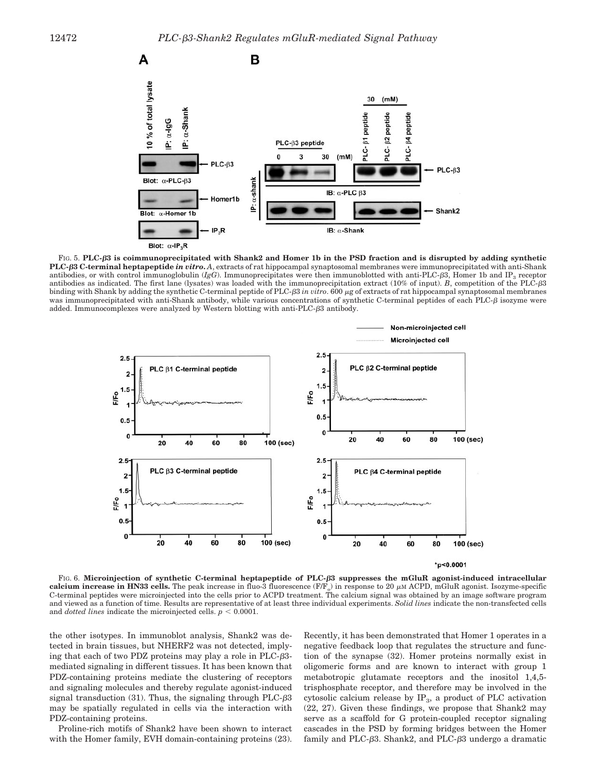FIG. 5. **PLC-β3 is coimmunoprecipitated with Shank2 and Homer 1b in the PSD fraction and is disrupted by adding synthetic PLC-β3 C-terminal heptapeptide *in vitro*.** *A*, extracts of rat hippocampal synaptosomal membranes were immunoprecipitated with anti-Shank antibodies, or with control immunoglobulin (*IgG*). Immunoprecipitates were then immunoblotted with anti-PLC-β3, Homer 1b and $IP_3$ receptor antibodies as indicated. The first lane (lysates) was loaded with the immunoprecipitation extract (10% of input). *B*, competition of the PLC-β3 binding with Shank by adding the synthetic C-terminal peptide of PLC-β3 *in vitro*. 600 μg of extracts of rat hippocampal synaptosomal membranes was immunoprecipitated with anti-Shank antibody, while various concentrations of synthetic C-terminal peptides of each PLC-β isozyme were added. Immunocomplexes were analyzed by Western blotting with anti-PLC-β3 antibody.

FIG. 6. **Microinjection of synthetic C-terminal heptapeptide of PLC-β3 suppresses the mGluR agonist-induced intracellular calcium increase in HN33 cells.** The peak increase in fluo-3 fluorescence ($F/F_o$) in response to 20 μM ACPD, mGluR agonist. Isozyme-specific C-terminal peptides were microinjected into the cells prior to ACPD treatment. The calcium signal was obtained by an image software program and viewed as a function of time. Results are representative of at least three individual experiments. *Solid lines* indicate the non-transfected cells and *dotted lines* indicate the microinjected cells. $p < 0.0001$.

the other isotypes. In immunoblot analysis, Shank2 was detected in brain tissues, but NHERF2 was not detected, implying that each of two PDZ proteins may play a role in PLC-β3-mediated signaling in different tissues. It has been known that PDZ-containing proteins mediate the clustering of receptors and signaling molecules and thereby regulate agonist-induced signal transduction (31). Thus, the signaling through PLC-β3 may be spatially regulated in cells via the interaction with PDZ-containing proteins.

Proline-rich motifs of Shank2 have been shown to interact with the Homer family, EVH domain-containing proteins (23). Recently, it has been demonstrated that Homer 1 operates in a negative feedback loop that regulates the structure and function of the synapse (32). Homer proteins normally exist in oligomeric forms and are known to interact with group 1 metabotropic glutamate receptors and the inositol 1,4,5-trisphosphate receptor, and therefore may be involved in the cytosolic calcium release by $IP_3$, a product of PLC activation (22, 27). Given these findings, we propose that Shank2 may serve as a scaffold for G protein-coupled receptor signaling cascades in the PSD by forming bridges between the Homer family and PLC-β3. Shank2, and PLC-β3 undergo a dramatic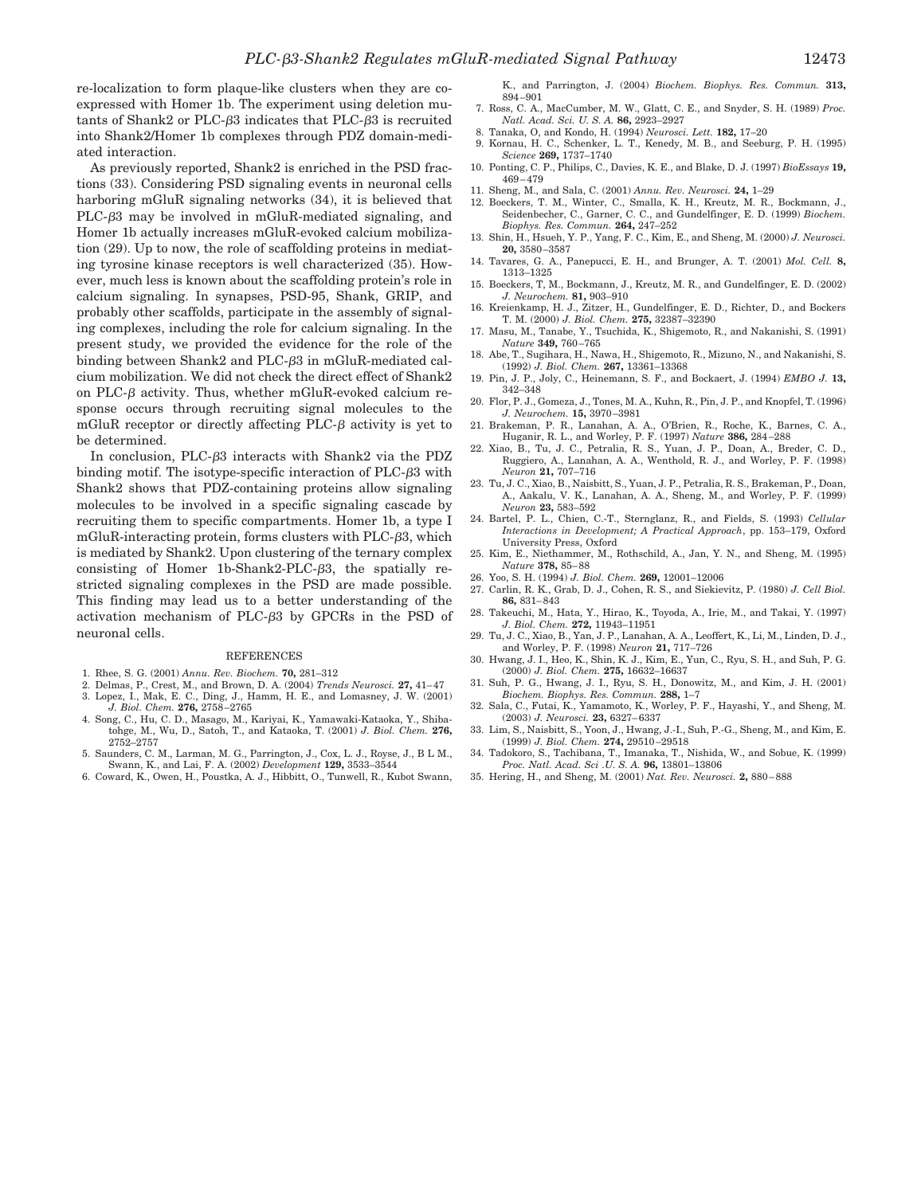re-localization to form plaque-like clusters when they are co-expressed with Homer 1b. The experiment using deletion mutants of Shank2 or PLC-β3 indicates that PLC-β3 is recruited into Shank2/Homer 1b complexes through PDZ domain-mediated interaction.

As previously reported, Shank2 is enriched in the PSD fractions (33). Considering PSD signaling events in neuronal cells harboring mGluR signaling networks (34), it is believed that PLC-β3 may be involved in mGluR-mediated signaling, and Homer 1b actually increases mGluR-evoked calcium mobilization (29). Up to now, the role of scaffolding proteins in mediating tyrosine kinase receptors is well characterized (35). However, much less is known about the scaffolding protein's role in calcium signaling. In synapses, PSD-95, Shank, GRIP, and probably other scaffolds, participate in the assembly of signaling complexes, including the role for calcium signaling. In the present study, we provided the evidence for the role of the binding between Shank2 and PLC-β3 in mGluR-mediated calcium mobilization. We did not check the direct effect of Shank2 on PLC-β activity. Thus, whether mGluR-evoked calcium response occurs through recruiting signal molecules to the mGluR receptor or directly affecting PLC-β activity is yet to be determined.

In conclusion, PLC-β3 interacts with Shank2 via the PDZ binding motif. The isotype-specific interaction of PLC-β3 with Shank2 shows that PDZ-containing proteins allow signaling molecules to be involved in a specific signaling cascade by recruiting them to specific compartments. Homer 1b, a type I mGluR-interacting protein, forms clusters with PLC-β3, which is mediated by Shank2. Upon clustering of the ternary complex consisting of Homer 1b-Shank2-PLC-β3, the spatially restricted signaling complexes in the PSD are made possible. This finding may lead us to a better understanding of the activation mechanism of PLC-β3 by GPCRs in the PSD of neuronal cells.

## REFERENCES

1. Rhee, S. G. (2001) *Annu. Rev. Biochem.* **70,** 281–312
2. Delmas, P., Crest, M., and Brown, D. A. (2004) *Trends Neurosci.* **27,** 41–47
3. Lopez, I., Mak, E. C., Ding, J., Hamm, H. E., and Lomasney, J. W. (2001) *J. Biol. Chem.* **276,** 2758–2765
4. Song, C., Hu, C. D., Masago, M., Kariyai, K., Yamawaki-Kataoka, Y., Shibatohge, M., Wu, D., Satoh, T., and Kataoka, T. (2001) *J. Biol. Chem.* **276,** 2752–2757
5. Saunders, C. M., Larman, M. G., Parrington, J., Cox, L. J., Royse, J., B L M., Swann, K., and Lai, F. A. (2002) *Development* **129,** 3533–3544
6. Coward, K., Owen, H., Poustka, A. J., Hibbitt, O., Tunwell, R., Kubot Swann, K., and Parrington, J. (2004) *Biochem. Biophys. Res. Commun.* **313,** 894–901
7. Ross, C. A., MacCumber, M. W., Glatt, C. E., and Snyder, S. H. (1989) *Proc. Natl. Acad. Sci. U. S. A.* **86,** 2923–2927
8. Tanaka, O., and Kondo, H. (1994) *Neurosci. Lett.* **182,** 17–20
9. Kornau, H. C., Schenker, L. T., Kenedy, M. B., and Seeburg, P. H. (1995) *Science* **269,** 1737–1740
10. Ponting, C. P., Philips, C., Davies, K. E., and Blake, D. J. (1997) *BioEssays* **19,** 469–479
11. Sheng, M., and Sala, C. (2001) *Annu. Rev. Neurosci.* **24,** 1–29
12. Boeckers, T. M., Winter, C., Smalla, K. H., Kreutz, M. R., Bockmann, J., Seidenbecher, C., Garner, C. C., and Gundelfinger, E. D. (1999) *Biochem. Biophys. Res. Commun.* **264,** 247–252
13. Shin, H., Hsueh, Y. P., Yang, F. C., Kim, E., and Sheng, M. (2000) *J. Neurosci.* **20,** 3580–3587
14. Tavares, G. A., Panepucci, E. H., and Brunger, A. T. (2001) *Mol. Cell.* **8,** 1313–1325
15. Boeckers, T, M., Bockmann, J., Kreutz, M. R., and Gundelfinger, E. D. (2002) *J. Neurochem.* **81,** 903–910
16. Kreienkamp, H. J., Zitzer, H., Gundelfinger, E. D., Richter, D., and Bockers T. M. (2000) *J. Biol. Chem.* **275,** 32387–32390
17. Masu, M., Tanabe, Y., Tsuchida, K., Shigemoto, R., and Nakanishi, S. (1991) *Nature* **349,** 760–765
18. Abe, T., Sugihara, H., Nawa, H., Shigemoto, R., Mizuno, N., and Nakanishi, S. (1992) *J. Biol. Chem.* **267,** 13361–13368
19. Pin, J. P., Joly, C., Heinemann, S. F., and Bockaert, J. (1994) *EMBO J.* **13,** 342–348
20. Flor, P. J., Gomeza, J., Tones, M. A., Kuhn, R., Pin, J. P., and Knopfel, T. (1996) *J. Neurochem.* **15,** 3970–3981
21. Brakeman, P. R., Lanahan, A. A., O'Brien, R., Roche, K., Barnes, C. A., Huganir, R. L., and Worley, P. F. (1997) *Nature* **386,** 284–288
22. Xiao, B., Tu, J. C., Petralia, R. S., Yuan, J. P., Doan, A., Breder, C. D., Ruggiero, A., Lanahan, A. A., Wenthold, R. J., and Worley, P. F. (1998) *Neuron* **21,** 707–716
23. Tu, J. C., Xiao, B., Naisbitt, S., Yuan, J. P., Petralia, R. S., Brakeman, P., Doan, A., Aakalu, V. K., Lanahan, A. A., Sheng, M., and Worley, P. F. (1999) *Neuron* **23,** 583–592
24. Bartel, P. L., Chien, C.-T., Sternglanz, R., and Fields, S. (1993) *Cellular Interactions in Development; A Practical Approach*, pp. 153–179, Oxford University Press, Oxford
25. Kim, E., Niethammer, M., Rothschild, A., Jan, Y. N., and Sheng, M. (1995) *Nature* **378,** 85–88
26. Yoo, S. H. (1994) *J. Biol. Chem.* **269,** 12001–12006
27. Carlin, R. K., Grab, D. J., Cohen, R. S., and Siekievitz, P. (1980) *J. Cell Biol.* **86,** 831–843
28. Takeuchi, M., Hata, Y., Hirao, K., Toyoda, A., Irie, M., and Takai, Y. (1997) *J. Biol. Chem.* **272,** 11943–11951
29. Tu, J. C., Xiao, B., Yan, J. P., Lanahan, A. A., Leoffert, K., Li, M., Linden, D. J., and Worley, P. F. (1998) *Neuron* **21,** 717–726
30. Hwang, J. I., Heo, K., Shin, K. J., Kim, E., Yun, C., Ryu, S. H., and Suh, P. G. (2000) *J. Biol. Chem.* **275,** 16632–16637
31. Suh, P. G., Hwang, J. I., Ryu, S. H., Donowitz, M., and Kim, J. H. (2001) *Biochem. Biophys. Res. Commun.* **288,** 1–7
32. Sala, C., Futai, K., Yamamoto, K., Worley, P. F., Hayashi, Y., and Sheng, M. (2003) *J. Neurosci.* **23,** 6327–6337
33. Lim, S., Naisbitt, S., Yoon, J., Hwang, J.-I., Suh, P.-G., Sheng, M., and Kim, E. (1999) *J. Biol. Chem.* **274,** 29510–29518
34. Tadokoro, S., Tachibana, T., Imanaka, T., Nishida, W., and Sobue, K. (1999) *Proc. Natl. Acad. Sci .U. S. A.* **96,** 13801–13806
35. Hering, H., and Sheng, M. (2001) *Nat. Rev. Neurosci.* **2,** 880–888